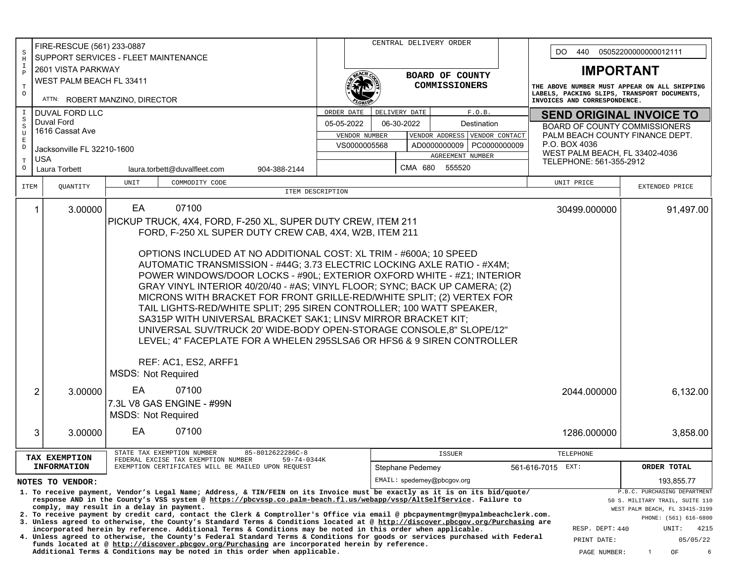**SHIP TO**
FIRE-RESCUE (561) 233-0887
SUPPORT SERVICES - FLEET MAINTENANCE
2601 VISTA PARKWAY
WEST PALM BEACH FL 33411
ATTN: ROBERT MANZINO, DIRECTOR

**CENTRAL DELIVERY ORDER**

**BOARD OF COUNTY COMMISSIONERS**

DO 440 05052200000000012111

## IMPORTANT

**THE ABOVE NUMBER MUST APPEAR ON ALL SHIPPING LABELS, PACKING SLIPS, TRANSPORT DOCUMENTS, INVOICES AND CORRESPONDENCE.**

**ISSUED TO**
DUVAL FORD LLC
Duval Ford
1616 Cassat Ave
Jacksonville FL 32210-1600
USA
Laura Torbett laura.torbett@duvalfleet.com 904-388-2144

| ORDER DATE | DELIVERY DATE | F.O.B. |
|---|---|---|
| 05-05-2022 | 06-30-2022 | Destination |

| VENDOR NUMBER | VENDOR ADDRESS | VENDOR CONTACT |
|---|---|---|
| VS0000005568 | AD0000000009 | PC0000000009 |

AGREEMENT NUMBER: CMA 680 555520

## SEND ORIGINAL INVOICE TO

BOARD OF COUNTY COMMISSIONERS
PALM BEACH COUNTY FINANCE DEPT.
P.O. BOX 4036
WEST PALM BEACH, FL 33402-4036
TELEPHONE: 561-355-2912

| ITEM | QUANTITY | UNIT | COMMODITY CODE / ITEM DESCRIPTION | UNIT PRICE | EXTENDED PRICE |
|---|---|---|---|---|---|
| 1 | 3.00000 | EA | 07100 | 30499.000000 | 91,497.00 |
| 2 | 3.00000 | EA | 07100 | 2044.000000 | 6,132.00 |
| 3 | 3.00000 | EA | 07100 | 1286.000000 | 3,858.00 |

**Item 1:**
PICKUP TRUCK, 4X4, FORD, F-250 XL, SUPER DUTY CREW, ITEM 211
FORD, F-250 XL SUPER DUTY CREW CAB, 4X4, W2B, ITEM 211

OPTIONS INCLUDED AT NO ADDITIONAL COST: XL TRIM - #600A; 10 SPEED AUTOMATIC TRANSMISSION - #44G; 3.73 ELECTRIC LOCKING AXLE RATIO - #X4M; POWER WINDOWS/DOOR LOCKS - #90L; EXTERIOR OXFORD WHITE - #Z1; INTERIOR GRAY VINYL INTERIOR 40/20/40 - #AS; VINYL FLOOR; SYNC; BACK UP CAMERA; (2) MICRONS WITH BRACKET FOR FRONT GRILLE-RED/WHITE SPLIT; (2) VERTEX FOR TAIL LIGHTS-RED/WHITE SPLIT; 295 SIREN CONTROLLER; 100 WATT SPEAKER, SA315P WITH UNIVERSAL BRACKET SAK1; LINSV MIRROR BRACKET KIT; UNIVERSAL SUV/TRUCK 20' WIDE-BODY OPEN-STORAGE CONSOLE,8" SLOPE/12" LEVEL; 4" FACEPLATE FOR A WHELEN 295SLSA6 OR HFS6 & 9 SIREN CONTROLLER

REF: AC1, ES2, ARFF1
MSDS: Not Required

**Item 2:**
7.3L V8 GAS ENGINE - #99N
MSDS: Not Required

**TAX EXEMPTION INFORMATION**
STATE TAX EXEMPTION NUMBER 85-8012622286C-8
FEDERAL EXCISE TAX EXEMPTION NUMBER 59-74-0344K
EXEMPTION CERTIFICATES WILL BE MAILED UPON REQUEST

| ISSUER | TELEPHONE | ORDER TOTAL |
|---|---|---|
| Stephane Pedemey | 561-616-7015 EXT: | 193,855.77 |
| EMAIL: spedemey@pbcgov.org | | |

**NOTES TO VENDOR:**

1. To receive payment, Vendor's Legal Name; Address, & TIN/FEIN on its Invoice must be exactly as it is on its bid/quote/ response AND in the County's VSS system @ https://pbcvssp.co.palm-beach.fl.us/webapp/vssp/AltSelfService. Failure to comply, may result in a delay in payment.
2. To receive payment by credit card, contact the Clerk & Comptroller's Office via email @ pbcpaymentmgr@mypalmbeachclerk.com.
3. Unless agreed to otherwise, the County's Standard Terms & Conditions located at @ http://discover.pbcgov.org/Purchasing are incorporated herein by reference. Additional Terms & Conditions may be noted in this order when applicable.
4. Unless agreed to otherwise, the County's Federal Standard Terms & Conditions for goods or services purchased with Federal funds located at @ http://discover.pbcgov.org/Purchasing are incorporated herein by reference. Additional Terms & Conditions may be noted in this order when applicable.

P.B.C. PURCHASING DEPARTMENT
50 S. MILITARY TRAIL, SUITE 110
WEST PALM BEACH, FL 33415-3199
PHONE: (561) 616-6800

RESP. DEPT: 440 UNIT: 4215
PRINT DATE: 05/05/22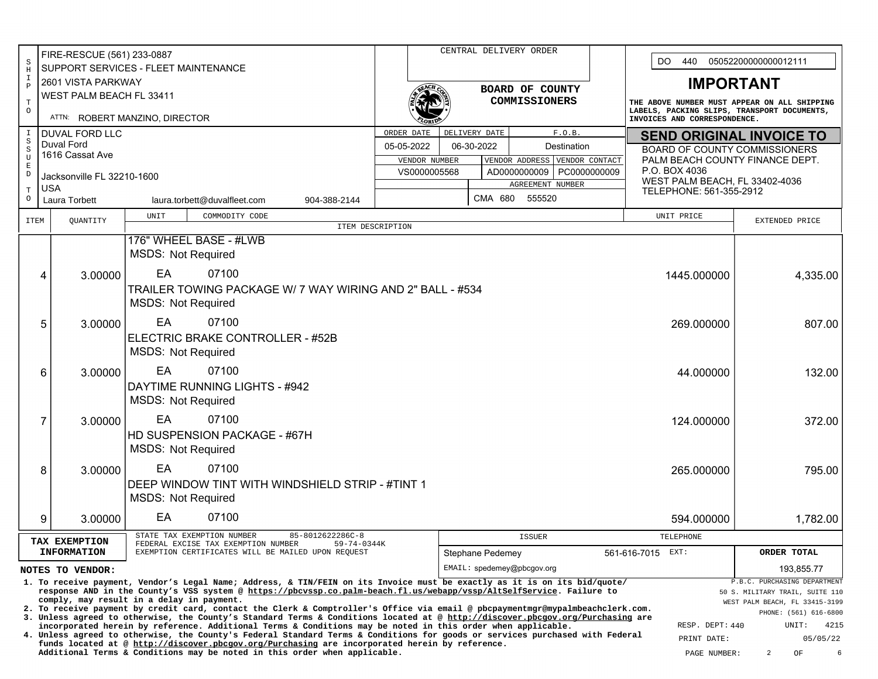| SHIP TO | | CENTRAL DELIVERY ORDER | DO 440 05052200000000012111 |
|---|---|---|---|
| FIRE-RESCUE (561) 233-0887<br>SUPPORT SERVICES - FLEET MAINTENANCE<br>2601 VISTA PARKWAY<br>WEST PALM BEACH FL 33411<br>ATTN: ROBERT MANZINO, DIRECTOR | | BOARD OF COUNTY COMMISSIONERS | **IMPORTANT**<br>THE ABOVE NUMBER MUST APPEAR ON ALL SHIPPING LABELS, PACKING SLIPS, TRANSPORT DOCUMENTS, INVOICES AND CORRESPONDENCE. |

| ISSUED TO | ORDER DATE | DELIVERY DATE | F.O.B. | SEND ORIGINAL INVOICE TO |
|---|---|---|---|---|
| DUVAL FORD LLC<br>Duval Ford<br>1616 Cassat Ave<br>Jacksonville FL 32210-1600<br>USA<br>Laura Torbett laura.torbett@duvalfleet.com 904-388-2144 | 05-05-2022 | 06-30-2022 | Destination | BOARD OF COUNTY COMMISSIONERS<br>PALM BEACH COUNTY FINANCE DEPT.<br>P.O. BOX 4036<br>WEST PALM BEACH, FL 33402-4036<br>TELEPHONE: 561-355-2912 |

| VENDOR NUMBER | VENDOR ADDRESS | VENDOR CONTACT | AGREEMENT NUMBER |
|---|---|---|---|
| VS0000005568 | AD0000000009 | PC0000000009 | CMA 680 555520 |

| ITEM | QUANTITY | UNIT | COMMODITY CODE / ITEM DESCRIPTION | UNIT PRICE | EXTENDED PRICE |
|---|---|---|---|---|---|
| | | | 176" WHEEL BASE - #LWB<br>MSDS: Not Required | | |
| 4 | 3.00000 | EA | 07100<br>TRAILER TOWING PACKAGE W/ 7 WAY WIRING AND 2" BALL - #534<br>MSDS: Not Required | 1445.000000 | 4,335.00 |
| 5 | 3.00000 | EA | 07100<br>ELECTRIC BRAKE CONTROLLER - #52B<br>MSDS: Not Required | 269.000000 | 807.00 |
| 6 | 3.00000 | EA | 07100<br>DAYTIME RUNNING LIGHTS - #942<br>MSDS: Not Required | 44.000000 | 132.00 |
| 7 | 3.00000 | EA | 07100<br>HD SUSPENSION PACKAGE - #67H<br>MSDS: Not Required | 124.000000 | 372.00 |
| 8 | 3.00000 | EA | 07100<br>DEEP WINDOW TINT WITH WINDSHIELD STRIP - #TINT 1<br>MSDS: Not Required | 265.000000 | 795.00 |
| 9 | 3.00000 | EA | 07100 | 594.000000 | 1,782.00 |

| TAX EXEMPTION INFORMATION | | ISSUER | TELEPHONE | ORDER TOTAL |
|---|---|---|---|---|
| STATE TAX EXEMPTION NUMBER 85-8012622286C-8<br>FEDERAL EXCISE TAX EXEMPTION NUMBER 59-74-0344K<br>EXEMPTION CERTIFICATES WILL BE MAILED UPON REQUEST | | Stephane Pedemey<br>EMAIL: spedemey@pbcgov.org | 561-616-7015 EXT: | 193,855.77 |

**NOTES TO VENDOR:**

1. To receive payment, Vendor's Legal Name; Address, & TIN/FEIN on its Invoice must be exactly as it is on its bid/quote/ response AND in the County's VSS system @ https://pbcvssp.co.palm-beach.fl.us/webapp/vssp/AltSelfService. Failure to comply, may result in a delay in payment.
2. To receive payment by credit card, contact the Clerk & Comptroller's Office via email @ pbcpaymentmgr@mypalmbeachclerk.com.
3. Unless agreed to otherwise, the County's Standard Terms & Conditions located at @ http://discover.pbcgov.org/Purchasing are incorporated herein by reference. Additional Terms & Conditions may be noted in this order when applicable.
4. Unless agreed to otherwise, the County's Federal Standard Terms & Conditions for goods or services purchased with Federal funds located at @ http://discover.pbcgov.org/Purchasing are incorporated herein by reference. Additional Terms & Conditions may be noted in this order when applicable.

P.B.C. PURCHASING DEPARTMENT
50 S. MILITARY TRAIL, SUITE 110
WEST PALM BEACH, FL 33415-3199
PHONE: (561) 616-6800

RESP. DEPT: 440 UNIT: 4215
PRINT DATE: 05/05/22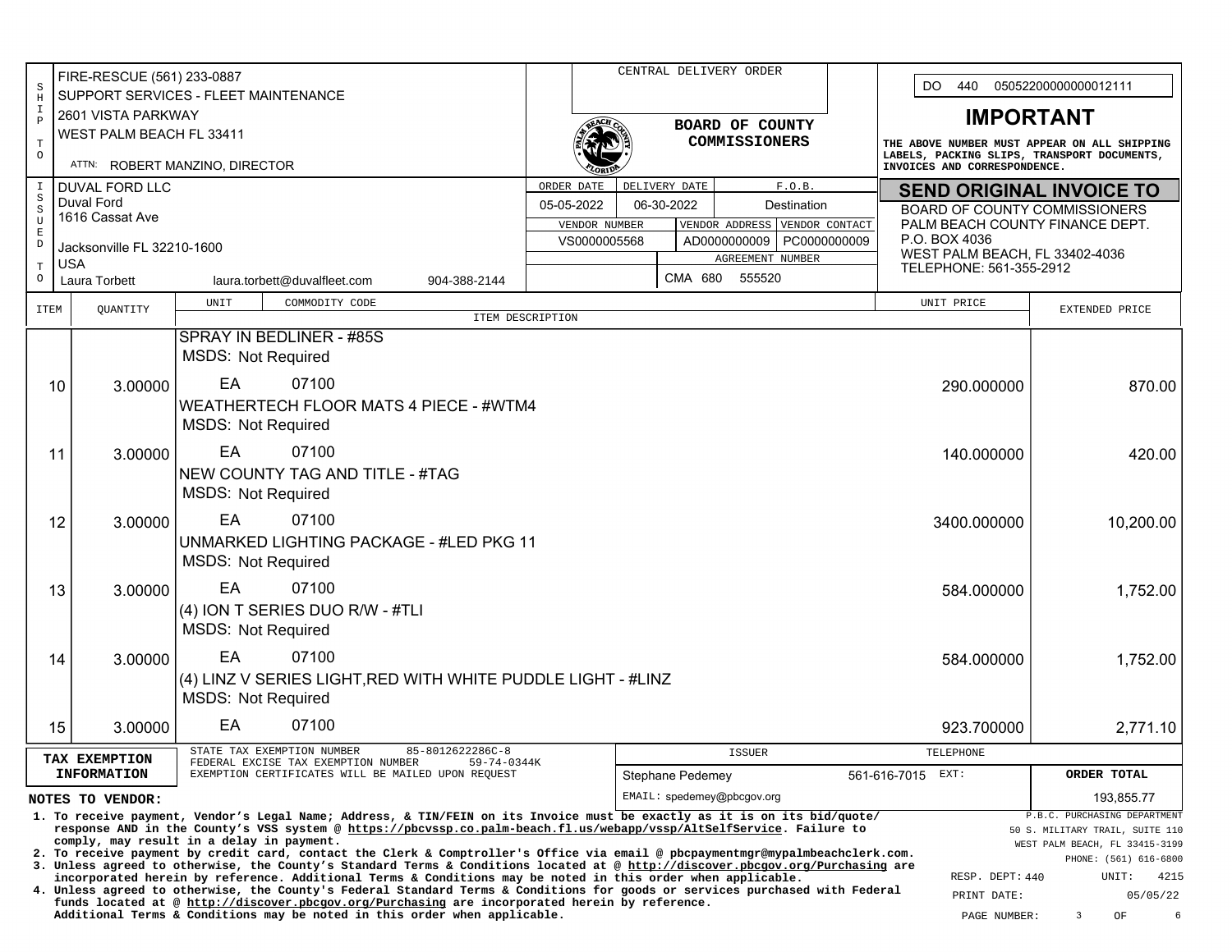| S H I P T O | FIRE-RESCUE (561) 233-0887<br>SUPPORT SERVICES - FLEET MAINTENANCE<br>2601 VISTA PARKWAY<br>WEST PALM BEACH FL 33411<br>ATTN: ROBERT MANZINO, DIRECTOR |
|---|---|
| I S S U E D T O | DUVAL FORD LLC<br>Duval Ford<br>1616 Cassat Ave<br>Jacksonville FL 32210-1600<br>USA<br>Laura Torbett laura.torbett@duvalfleet.com 904-388-2144 |

CENTRAL DELIVERY ORDER

**BOARD OF COUNTY COMMISSIONERS**

| ORDER DATE | DELIVERY DATE | F.O.B. |
|---|---|---|
| 05-05-2022 | 06-30-2022 | Destination |

| VENDOR NUMBER | VENDOR ADDRESS | VENDOR CONTACT |
|---|---|---|
| VS0000005568 | AD0000000009 | PC0000000009 |

| AGREEMENT NUMBER |
|---|
| CMA 680 555520 |

DO 440 05052200000000012111

## IMPORTANT

**THE ABOVE NUMBER MUST APPEAR ON ALL SHIPPING LABELS, PACKING SLIPS, TRANSPORT DOCUMENTS, INVOICES AND CORRESPONDENCE.**

### SEND ORIGINAL INVOICE TO

BOARD OF COUNTY COMMISSIONERS
PALM BEACH COUNTY FINANCE DEPT.
P.O. BOX 4036
WEST PALM BEACH, FL 33402-4036
TELEPHONE: 561-355-2912

| ITEM | QUANTITY | UNIT | COMMODITY CODE / ITEM DESCRIPTION | UNIT PRICE | EXTENDED PRICE |
|---|---|---|---|---|---|
| | | | SPRAY IN BEDLINER - #85S<br>MSDS: Not Required | | |
| 10 | 3.00000 | EA | 07100<br>WEATHERTECH FLOOR MATS 4 PIECE - #WTM4<br>MSDS: Not Required | 290.000000 | 870.00 |
| 11 | 3.00000 | EA | 07100<br>NEW COUNTY TAG AND TITLE - #TAG<br>MSDS: Not Required | 140.000000 | 420.00 |
| 12 | 3.00000 | EA | 07100<br>UNMARKED LIGHTING PACKAGE - #LED PKG 11<br>MSDS: Not Required | 3400.000000 | 10,200.00 |
| 13 | 3.00000 | EA | 07100<br>(4) ION T SERIES DUO R/W - #TLI<br>MSDS: Not Required | 584.000000 | 1,752.00 |
| 14 | 3.00000 | EA | 07100<br>(4) LINZ V SERIES LIGHT,RED WITH WHITE PUDDLE LIGHT - #LINZ<br>MSDS: Not Required | 584.000000 | 1,752.00 |
| 15 | 3.00000 | EA | 07100 | 923.700000 | 2,771.10 |

**TAX EXEMPTION INFORMATION**

STATE TAX EXEMPTION NUMBER 85-8012622286C-8
FEDERAL EXCISE TAX EXEMPTION NUMBER 59-74-0344K
EXEMPTION CERTIFICATES WILL BE MAILED UPON REQUEST

| ISSUER | TELEPHONE | ORDER TOTAL |
|---|---|---|
| Stephane Pedemey | 561-616-7015 EXT: | 193,855.77 |
| EMAIL: spedemey@pbcgov.org | | |

**NOTES TO VENDOR:**

1. To receive payment, Vendor's Legal Name; Address, & TIN/FEIN on its Invoice must be exactly as it is on its bid/quote/ response AND in the County's VSS system @ https://pbcvssp.co.palm-beach.fl.us/webapp/vssp/AltSelfService. Failure to comply, may result in a delay in payment.
2. To receive payment by credit card, contact the Clerk & Comptroller's Office via email @ pbcpaymentmgr@mypalmbeachclerk.com.
3. Unless agreed to otherwise, the County's Standard Terms & Conditions located at @ http://discover.pbcgov.org/Purchasing are incorporated herein by reference. Additional Terms & Conditions may be noted in this order when applicable.
4. Unless agreed to otherwise, the County's Federal Standard Terms & Conditions for goods or services purchased with Federal funds located at @ http://discover.pbcgov.org/Purchasing are incorporated herein by reference. Additional Terms & Conditions may be noted in this order when applicable.

P.B.C. PURCHASING DEPARTMENT
50 S. MILITARY TRAIL, SUITE 110
WEST PALM BEACH, FL 33415-3199
PHONE: (561) 616-6800

RESP. DEPT: 440 UNIT: 4215
PRINT DATE: 05/05/22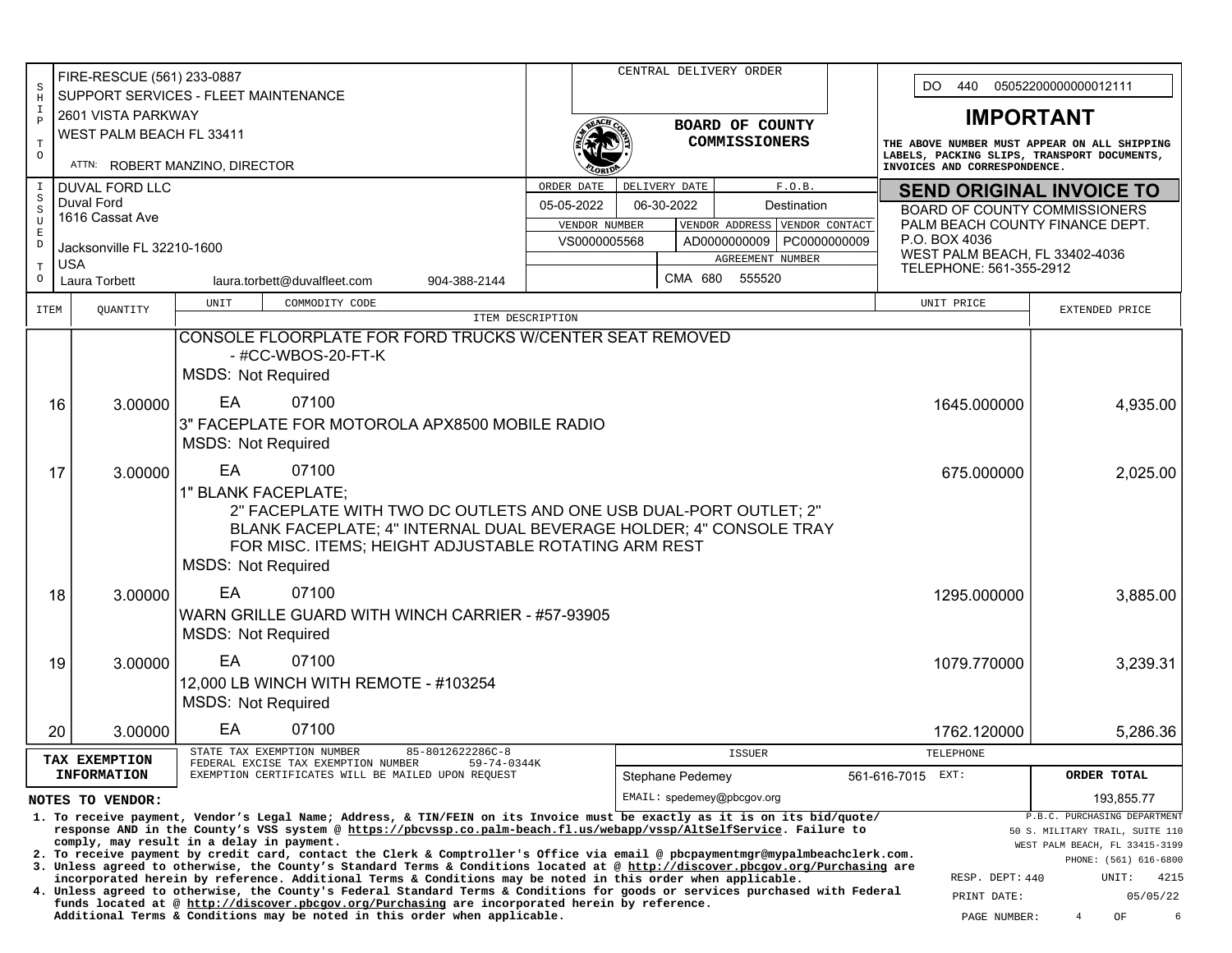| S H I P T O | FIRE-RESCUE (561) 233-0887<br>SUPPORT SERVICES - FLEET MAINTENANCE<br>2601 VISTA PARKWAY<br>WEST PALM BEACH FL 33411<br>ATTN: ROBERT MANZINO, DIRECTOR |
|---|---|

**CENTRAL DELIVERY ORDER**

**BOARD OF COUNTY COMMISSIONERS**

DO 440 05052200000000012111

## IMPORTANT

**THE ABOVE NUMBER MUST APPEAR ON ALL SHIPPING LABELS, PACKING SLIPS, TRANSPORT DOCUMENTS, INVOICES AND CORRESPONDENCE.**

| I S S U E D T O | DUVAL FORD LLC<br>Duval Ford<br>1616 Cassat Ave<br>Jacksonville FL 32210-1600<br>USA<br>Laura Torbett laura.torbett@duvalfleet.com 904-388-2144 |
|---|---|

| ORDER DATE | DELIVERY DATE | F.O.B. |
|---|---|---|
| 05-05-2022 | 06-30-2022 | Destination |

| VENDOR NUMBER | VENDOR ADDRESS | VENDOR CONTACT |
|---|---|---|
| VS0000005568 | AD0000000009 | PC0000000009 |

| AGREEMENT NUMBER |
|---|
| CMA 680 555520 |

**SEND ORIGINAL INVOICE TO**

BOARD OF COUNTY COMMISSIONERS
PALM BEACH COUNTY FINANCE DEPT.
P.O. BOX 4036
WEST PALM BEACH, FL 33402-4036
TELEPHONE: 561-355-2912

| ITEM | QUANTITY | UNIT | COMMODITY CODE / ITEM DESCRIPTION | UNIT PRICE | EXTENDED PRICE |
|---|---|---|---|---|---|
| | | | CONSOLE FLOORPLATE FOR FORD TRUCKS W/CENTER SEAT REMOVED - #CC-WBOS-20-FT-K<br>MSDS: Not Required | | |
| 16 | 3.00000 | EA | 07100<br>3" FACEPLATE FOR MOTOROLA APX8500 MOBILE RADIO<br>MSDS: Not Required | 1645.000000 | 4,935.00 |
| 17 | 3.00000 | EA | 07100<br>1" BLANK FACEPLATE; 2" FACEPLATE WITH TWO DC OUTLETS AND ONE USB DUAL-PORT OUTLET; 2" BLANK FACEPLATE; 4" INTERNAL DUAL BEVERAGE HOLDER; 4" CONSOLE TRAY FOR MISC. ITEMS; HEIGHT ADJUSTABLE ROTATING ARM REST<br>MSDS: Not Required | 675.000000 | 2,025.00 |
| 18 | 3.00000 | EA | 07100<br>WARN GRILLE GUARD WITH WINCH CARRIER - #57-93905<br>MSDS: Not Required | 1295.000000 | 3,885.00 |
| 19 | 3.00000 | EA | 07100<br>12,000 LB WINCH WITH REMOTE - #103254<br>MSDS: Not Required | 1079.770000 | 3,239.31 |
| 20 | 3.00000 | EA | 07100 | 1762.120000 | 5,286.36 |

| TAX EXEMPTION INFORMATION | |
|---|---|
| STATE TAX EXEMPTION NUMBER | 85-8012622286C-8 |
| FEDERAL EXCISE TAX EXEMPTION NUMBER | 59-74-0344K |
| EXEMPTION CERTIFICATES WILL BE MAILED UPON REQUEST | |

| ISSUER | TELEPHONE | ORDER TOTAL |
|---|---|---|
| Stephane Pedemey<br>EMAIL: spedemey@pbcgov.org | 561-616-7015 EXT: | 193,855.77 |

**NOTES TO VENDOR:**

1. To receive payment, Vendor's Legal Name; Address, & TIN/FEIN on its Invoice must be exactly as it is on its bid/quote/ response AND in the County's VSS system @ https://pbcvssp.co.palm-beach.fl.us/webapp/vssp/AltSelfService. Failure to comply, may result in a delay in payment.
2. To receive payment by credit card, contact the Clerk & Comptroller's Office via email @ pbcpaymentmgr@mypalmbeachclerk.com.
3. Unless agreed to otherwise, the County's Standard Terms & Conditions located at @ http://discover.pbcgov.org/Purchasing are incorporated herein by reference. Additional Terms & Conditions may be noted in this order when applicable.
4. Unless agreed to otherwise, the County's Federal Standard Terms & Conditions for goods or services purchased with Federal funds located at @ http://discover.pbcgov.org/Purchasing are incorporated herein by reference. Additional Terms & Conditions may be noted in this order when applicable.

P.B.C. PURCHASING DEPARTMENT
50 S. MILITARY TRAIL, SUITE 110
WEST PALM BEACH, FL 33415-3199
PHONE: (561) 616-6800

RESP. DEPT: 440 UNIT: 4215
PRINT DATE: 05/05/22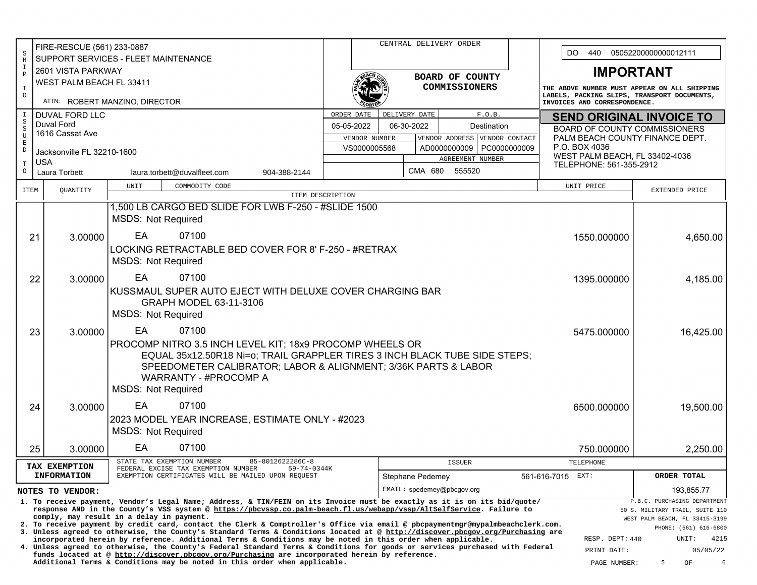| SHIP TO | |
|---|---|
| FIRE-RESCUE (561) 233-0887 | |
| SUPPORT SERVICES - FLEET MAINTENANCE | |
| 2601 VISTA PARKWAY | |
| WEST PALM BEACH FL 33411 | |
| ATTN: ROBERT MANZINO, DIRECTOR | |

**CENTRAL DELIVERY ORDER**

**BOARD OF COUNTY COMMISSIONERS**

DO 440 05052200000000012111

## IMPORTANT

**THE ABOVE NUMBER MUST APPEAR ON ALL SHIPPING LABELS, PACKING SLIPS, TRANSPORT DOCUMENTS, INVOICES AND CORRESPONDENCE.**

| ISSUED TO | | |
|---|---|---|
| DUVAL FORD LLC | | |
| Duval Ford | | |
| 1616 Cassat Ave | | |
| Jacksonville FL 32210-1600 | | |
| USA | | |
| Laura Torbett | laura.torbett@duvalfleet.com | 904-388-2144 |

| ORDER DATE | DELIVERY DATE | F.O.B. |
|---|---|---|
| 05-05-2022 | 06-30-2022 | Destination |

| VENDOR NUMBER | VENDOR ADDRESS | VENDOR CONTACT |
|---|---|---|
| VS0000005568 | AD0000000009 | PC0000000009 |

| AGREEMENT NUMBER |
|---|
| CMA 680 555520 |

**SEND ORIGINAL INVOICE TO**

BOARD OF COUNTY COMMISSIONERS
PALM BEACH COUNTY FINANCE DEPT.
P.O. BOX 4036
WEST PALM BEACH, FL 33402-4036
TELEPHONE: 561-355-2912

| ITEM | QUANTITY | UNIT | COMMODITY CODE / ITEM DESCRIPTION | UNIT PRICE | EXTENDED PRICE |
|---|---|---|---|---|---|
| | | | 1,500 LB CARGO BED SLIDE FOR LWB F-250 - #SLIDE 1500<br>MSDS: Not Required | | |
| 21 | 3.00000 | EA | 07100 | 1550.000000 | 4,650.00 |
| | | | LOCKING RETRACTABLE BED COVER FOR 8' F-250 - #RETRAX<br>MSDS: Not Required | | |
| 22 | 3.00000 | EA | 07100 | 1395.000000 | 4,185.00 |
| | | | KUSSMAUL SUPER AUTO EJECT WITH DELUXE COVER CHARGING BAR GRAPH MODEL 63-11-3106<br>MSDS: Not Required | | |
| 23 | 3.00000 | EA | 07100 | 5475.000000 | 16,425.00 |
| | | | PROCOMP NITRO 3.5 INCH LEVEL KIT; 18x9 PROCOMP WHEELS OR EQUAL 35x12.50R18 Ni=o; TRAIL GRAPPLER TIRES 3 INCH BLACK TUBE SIDE STEPS; SPEEDOMETER CALIBRATOR; LABOR & ALIGNMENT; 3/36K PARTS & LABOR WARRANTY - #PROCOMP A<br>MSDS: Not Required | | |
| 24 | 3.00000 | EA | 07100 | 6500.000000 | 19,500.00 |
| | | | 2023 MODEL YEAR INCREASE, ESTIMATE ONLY - #2023<br>MSDS: Not Required | | |
| 25 | 3.00000 | EA | 07100 | 750.000000 | 2,250.00 |

| TAX EXEMPTION INFORMATION | |
|---|---|
| STATE TAX EXEMPTION NUMBER | 85-8012622286C-8 |
| FEDERAL EXCISE TAX EXEMPTION NUMBER | 59-74-0344K |
| EXEMPTION CERTIFICATES WILL BE MAILED UPON REQUEST | |

| ISSUER | TELEPHONE | ORDER TOTAL |
|---|---|---|
| Stephane Pedemey | 561-616-7015 EXT: | 193,855.77 |
| EMAIL: spedemey@pbcgov.org | | |

**NOTES TO VENDOR:**

1. To receive payment, Vendor's Legal Name; Address, & TIN/FEIN on its Invoice must be exactly as it is on its bid/quote/ response AND in the County's VSS system @ https://pbcvssp.co.palm-beach.fl.us/webapp/vssp/AltSelfService. Failure to comply, may result in a delay in payment.
2. To receive payment by credit card, contact the Clerk & Comptroller's Office via email @ pbcpaymentmgr@mypalmbeachclerk.com.
3. Unless agreed to otherwise, the County's Standard Terms & Conditions located at @ http://discover.pbcgov.org/Purchasing are incorporated herein by reference. Additional Terms & Conditions may be noted in this order when applicable.
4. Unless agreed to otherwise, the County's Federal Standard Terms & Conditions for goods or services purchased with Federal funds located at @ http://discover.pbcgov.org/Purchasing are incorporated herein by reference. Additional Terms & Conditions may be noted in this order when applicable.

P.B.C. PURCHASING DEPARTMENT
50 S. MILITARY TRAIL, SUITE 110
WEST PALM BEACH, FL 33415-3199
PHONE: (561) 616-6800

RESP. DEPT: 440 UNIT: 4215
PRINT DATE: 05/05/22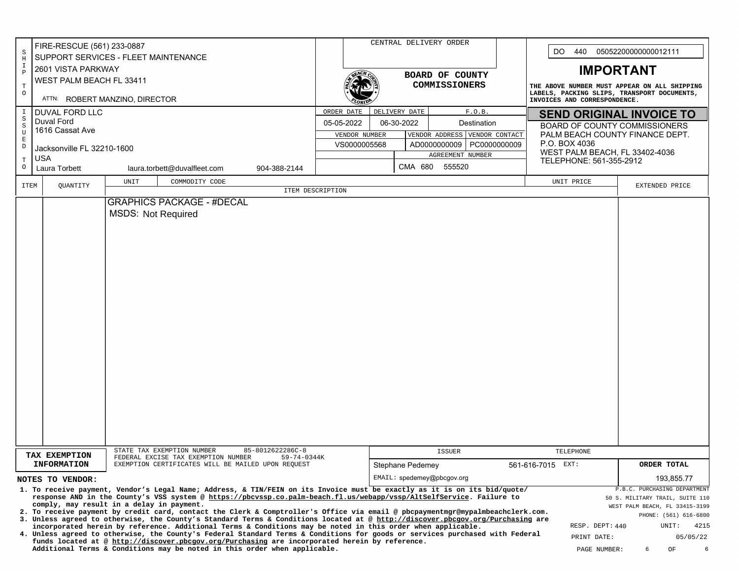| | |
|---|---|
| SHIP TO | FIRE-RESCUE (561) 233-0887<br>SUPPORT SERVICES - FLEET MAINTENANCE<br>2601 VISTA PARKWAY<br>WEST PALM BEACH FL 33411<br>ATTN: ROBERT MANZINO, DIRECTOR |
| ISSUED TO | DUVAL FORD LLC<br>Duval Ford<br>1616 Cassat Ave<br>Jacksonville FL 32210-1600<br>USA<br>Laura Torbett laura.torbett@duvalfleet.com 904-388-2144 |

CENTRAL DELIVERY ORDER

**BOARD OF COUNTY COMMISSIONERS**

| ORDER DATE | DELIVERY DATE | F.O.B. |
|---|---|---|
| 05-05-2022 | 06-30-2022 | Destination |

| VENDOR NUMBER | VENDOR ADDRESS | VENDOR CONTACT |
|---|---|---|
| VS0000005568 | AD0000000009 | PC0000000009 |

AGREEMENT NUMBER: CMA 680 555520

DO 440 05052200000000012111

# IMPORTANT

**THE ABOVE NUMBER MUST APPEAR ON ALL SHIPPING LABELS, PACKING SLIPS, TRANSPORT DOCUMENTS, INVOICES AND CORRESPONDENCE.**

## SEND ORIGINAL INVOICE TO

BOARD OF COUNTY COMMISSIONERS
PALM BEACH COUNTY FINANCE DEPT.
P.O. BOX 4036
WEST PALM BEACH, FL 33402-4036
TELEPHONE: 561-355-2912

| ITEM | QUANTITY | UNIT / COMMODITY CODE / ITEM DESCRIPTION | UNIT PRICE | EXTENDED PRICE |
|---|---|---|---|---|
| | | GRAPHICS PACKAGE - #DECAL<br>MSDS: Not Required | | |

**TAX EXEMPTION INFORMATION**

STATE TAX EXEMPTION NUMBER 85-8012622286C-8
FEDERAL EXCISE TAX EXEMPTION NUMBER 59-74-0344K
EXEMPTION CERTIFICATES WILL BE MAILED UPON REQUEST

| ISSUER | TELEPHONE | ORDER TOTAL |
|---|---|---|
| Stephane Pedemey | 561-616-7015 EXT: | |
| EMAIL: spedemey@pbcgov.org | | 193,855.77 |

**NOTES TO VENDOR:**

1. To receive payment, Vendor's Legal Name; Address, & TIN/FEIN on its Invoice must be exactly as it is on its bid/quote/ response AND in the County's VSS system @ https://pbcvssp.co.palm-beach.fl.us/webapp/vssp/AltSelfService. Failure to comply, may result in a delay in payment.
2. To receive payment by credit card, contact the Clerk & Comptroller's Office via email @ pbcpaymentmgr@mypalmbeachclerk.com.
3. Unless agreed to otherwise, the County's Standard Terms & Conditions located at @ http://discover.pbcgov.org/Purchasing are incorporated herein by reference. Additional Terms & Conditions may be noted in this order when applicable.
4. Unless agreed to otherwise, the County's Federal Standard Terms & Conditions for goods or services purchased with Federal funds located at @ http://discover.pbcgov.org/Purchasing are incorporated herein by reference. Additional Terms & Conditions may be noted in this order when applicable.

P.B.C. PURCHASING DEPARTMENT
50 S. MILITARY TRAIL, SUITE 110
WEST PALM BEACH, FL 33415-3199
PHONE: (561) 616-6800

RESP. DEPT: 440 UNIT: 4215
PRINT DATE: 05/05/22